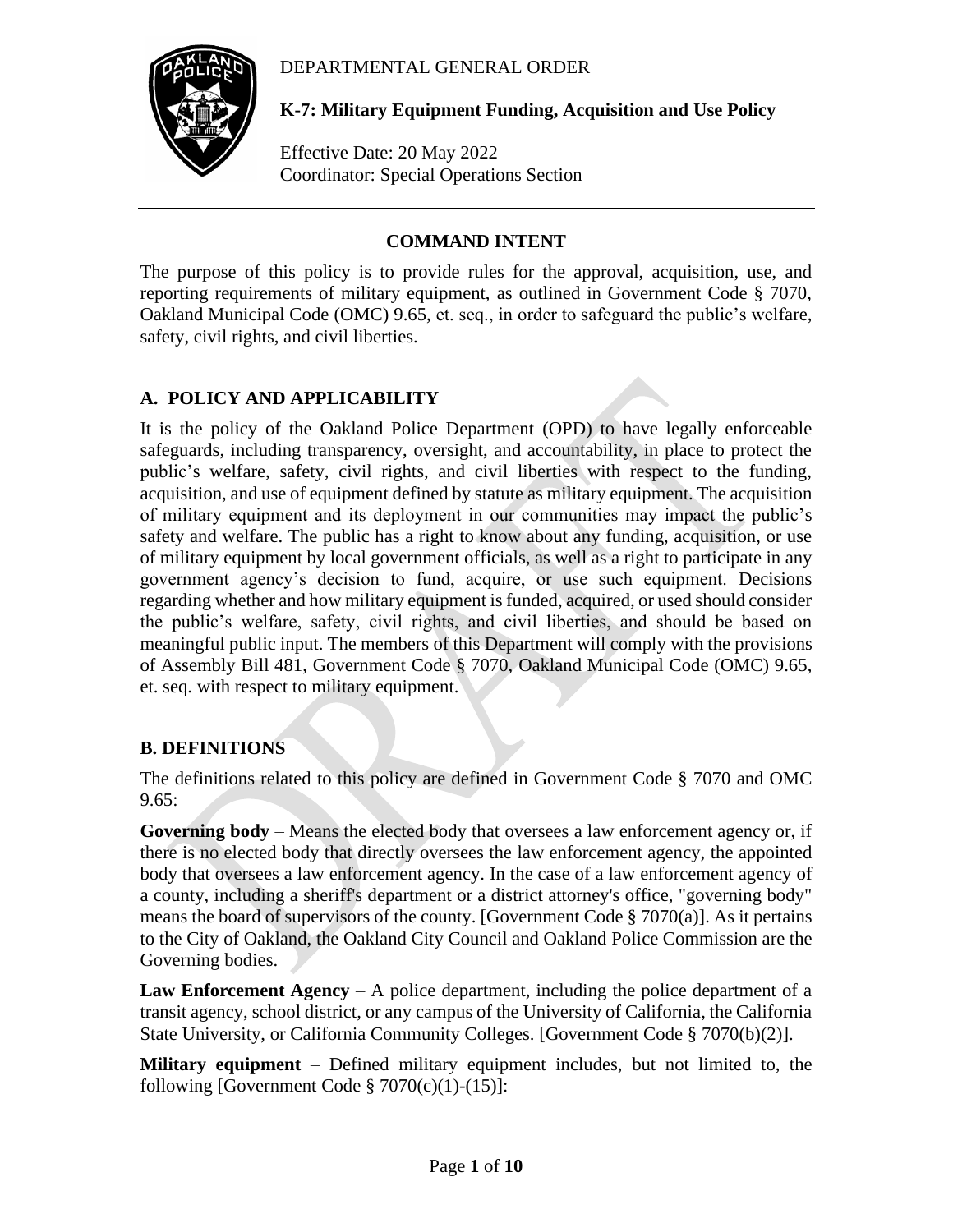DEPARTMENTAL GENERAL ORDER

**K-7: Military Equipment Funding, Acquisition and Use Policy**

Effective Date: 20 May 2022
Coordinator: Special Operations Section

---

## COMMAND INTENT

The purpose of this policy is to provide rules for the approval, acquisition, use, and reporting requirements of military equipment, as outlined in Government Code § 7070, Oakland Municipal Code (OMC) 9.65, et. seq., in order to safeguard the public's welfare, safety, civil rights, and civil liberties.

## A. POLICY AND APPLICABILITY

It is the policy of the Oakland Police Department (OPD) to have legally enforceable safeguards, including transparency, oversight, and accountability, in place to protect the public's welfare, safety, civil rights, and civil liberties with respect to the funding, acquisition, and use of equipment defined by statute as military equipment. The acquisition of military equipment and its deployment in our communities may impact the public's safety and welfare. The public has a right to know about any funding, acquisition, or use of military equipment by local government officials, as well as a right to participate in any government agency's decision to fund, acquire, or use such equipment. Decisions regarding whether and how military equipment is funded, acquired, or used should consider the public's welfare, safety, civil rights, and civil liberties, and should be based on meaningful public input. The members of this Department will comply with the provisions of Assembly Bill 481, Government Code § 7070, Oakland Municipal Code (OMC) 9.65, et. seq. with respect to military equipment.

## B. DEFINITIONS

The definitions related to this policy are defined in Government Code § 7070 and OMC 9.65:

**Governing body** – Means the elected body that oversees a law enforcement agency or, if there is no elected body that directly oversees the law enforcement agency, the appointed body that oversees a law enforcement agency. In the case of a law enforcement agency of a county, including a sheriff's department or a district attorney's office, "governing body" means the board of supervisors of the county. [Government Code § 7070(a)]. As it pertains to the City of Oakland, the Oakland City Council and Oakland Police Commission are the Governing bodies.

**Law Enforcement Agency** – A police department, including the police department of a transit agency, school district, or any campus of the University of California, the California State University, or California Community Colleges. [Government Code § 7070(b)(2)].

**Military equipment** – Defined military equipment includes, but not limited to, the following [Government Code § 7070(c)(1)-(15)]: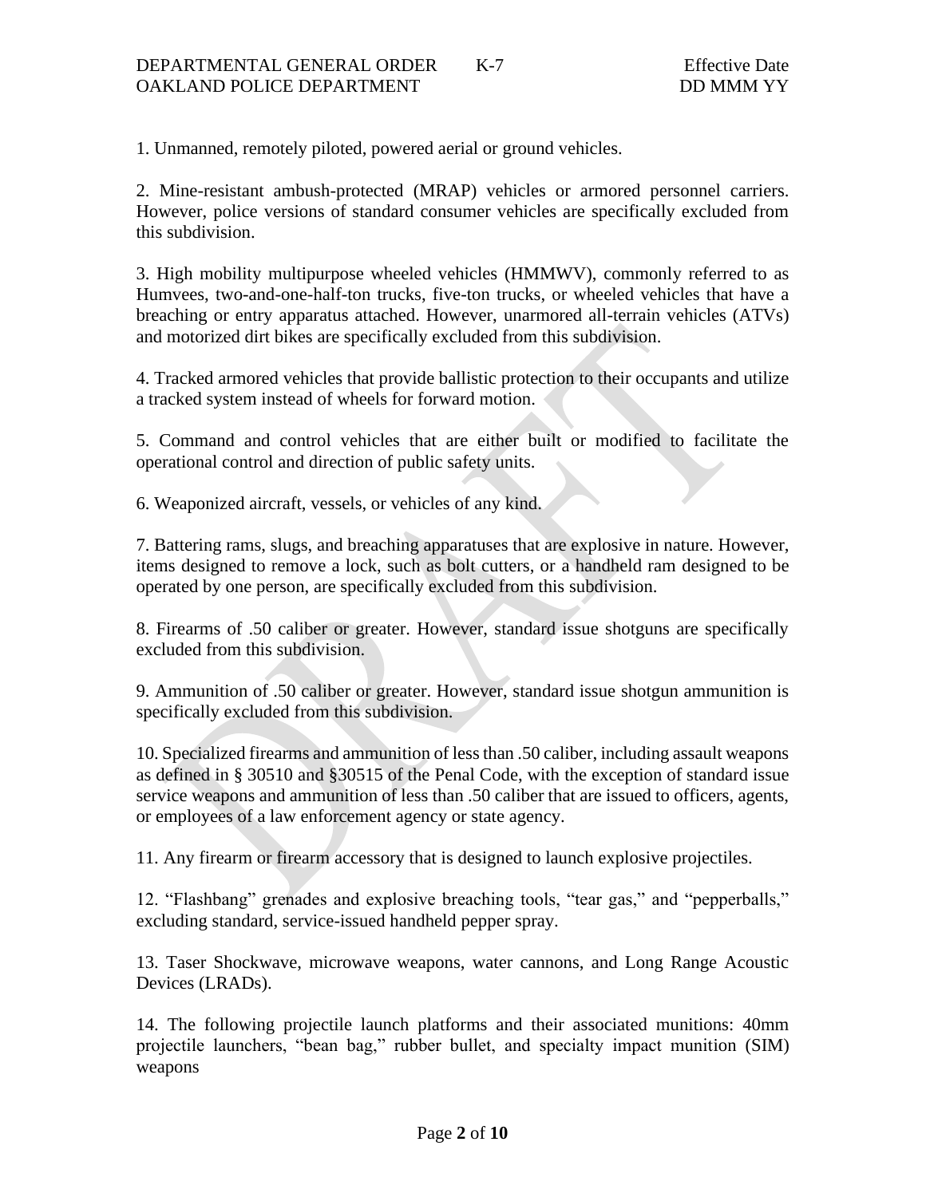1. Unmanned, remotely piloted, powered aerial or ground vehicles.

2. Mine-resistant ambush-protected (MRAP) vehicles or armored personnel carriers. However, police versions of standard consumer vehicles are specifically excluded from this subdivision.

3. High mobility multipurpose wheeled vehicles (HMMWV), commonly referred to as Humvees, two-and-one-half-ton trucks, five-ton trucks, or wheeled vehicles that have a breaching or entry apparatus attached. However, unarmored all-terrain vehicles (ATVs) and motorized dirt bikes are specifically excluded from this subdivision.

4. Tracked armored vehicles that provide ballistic protection to their occupants and utilize a tracked system instead of wheels for forward motion.

5. Command and control vehicles that are either built or modified to facilitate the operational control and direction of public safety units.

6. Weaponized aircraft, vessels, or vehicles of any kind.

7. Battering rams, slugs, and breaching apparatuses that are explosive in nature. However, items designed to remove a lock, such as bolt cutters, or a handheld ram designed to be operated by one person, are specifically excluded from this subdivision.

8. Firearms of .50 caliber or greater. However, standard issue shotguns are specifically excluded from this subdivision.

9. Ammunition of .50 caliber or greater. However, standard issue shotgun ammunition is specifically excluded from this subdivision.

10. Specialized firearms and ammunition of less than .50 caliber, including assault weapons as defined in § 30510 and §30515 of the Penal Code, with the exception of standard issue service weapons and ammunition of less than .50 caliber that are issued to officers, agents, or employees of a law enforcement agency or state agency.

11. Any firearm or firearm accessory that is designed to launch explosive projectiles.

12. "Flashbang" grenades and explosive breaching tools, "tear gas," and "pepperballs," excluding standard, service-issued handheld pepper spray.

13. Taser Shockwave, microwave weapons, water cannons, and Long Range Acoustic Devices (LRADs).

14. The following projectile launch platforms and their associated munitions: 40mm projectile launchers, "bean bag," rubber bullet, and specialty impact munition (SIM) weapons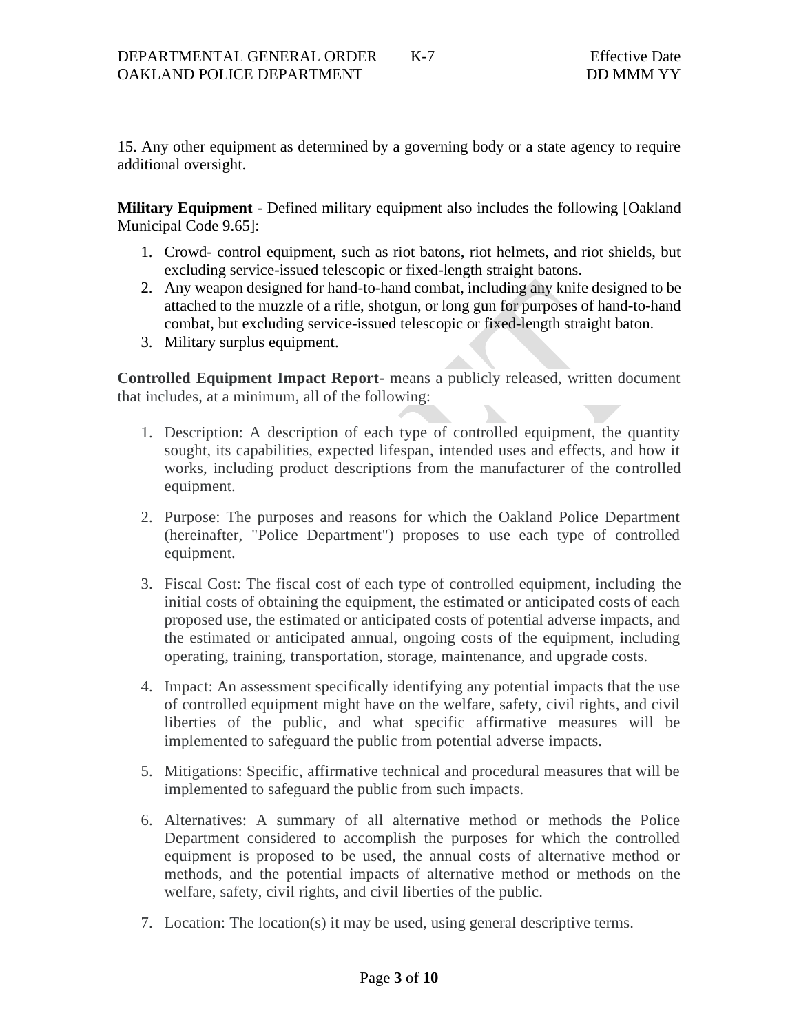15. Any other equipment as determined by a governing body or a state agency to require additional oversight.

**Military Equipment** - Defined military equipment also includes the following [Oakland Municipal Code 9.65]:

1. Crowd- control equipment, such as riot batons, riot helmets, and riot shields, but excluding service-issued telescopic or fixed-length straight batons.
2. Any weapon designed for hand-to-hand combat, including any knife designed to be attached to the muzzle of a rifle, shotgun, or long gun for purposes of hand-to-hand combat, but excluding service-issued telescopic or fixed-length straight baton.
3. Military surplus equipment.

**Controlled Equipment Impact Report**- means a publicly released, written document that includes, at a minimum, all of the following:

1. Description: A description of each type of controlled equipment, the quantity sought, its capabilities, expected lifespan, intended uses and effects, and how it works, including product descriptions from the manufacturer of the controlled equipment.

2. Purpose: The purposes and reasons for which the Oakland Police Department (hereinafter, "Police Department") proposes to use each type of controlled equipment.

3. Fiscal Cost: The fiscal cost of each type of controlled equipment, including the initial costs of obtaining the equipment, the estimated or anticipated costs of each proposed use, the estimated or anticipated costs of potential adverse impacts, and the estimated or anticipated annual, ongoing costs of the equipment, including operating, training, transportation, storage, maintenance, and upgrade costs.

4. Impact: An assessment specifically identifying any potential impacts that the use of controlled equipment might have on the welfare, safety, civil rights, and civil liberties of the public, and what specific affirmative measures will be implemented to safeguard the public from potential adverse impacts.

5. Mitigations: Specific, affirmative technical and procedural measures that will be implemented to safeguard the public from such impacts.

6. Alternatives: A summary of all alternative method or methods the Police Department considered to accomplish the purposes for which the controlled equipment is proposed to be used, the annual costs of alternative method or methods, and the potential impacts of alternative method or methods on the welfare, safety, civil rights, and civil liberties of the public.

7. Location: The location(s) it may be used, using general descriptive terms.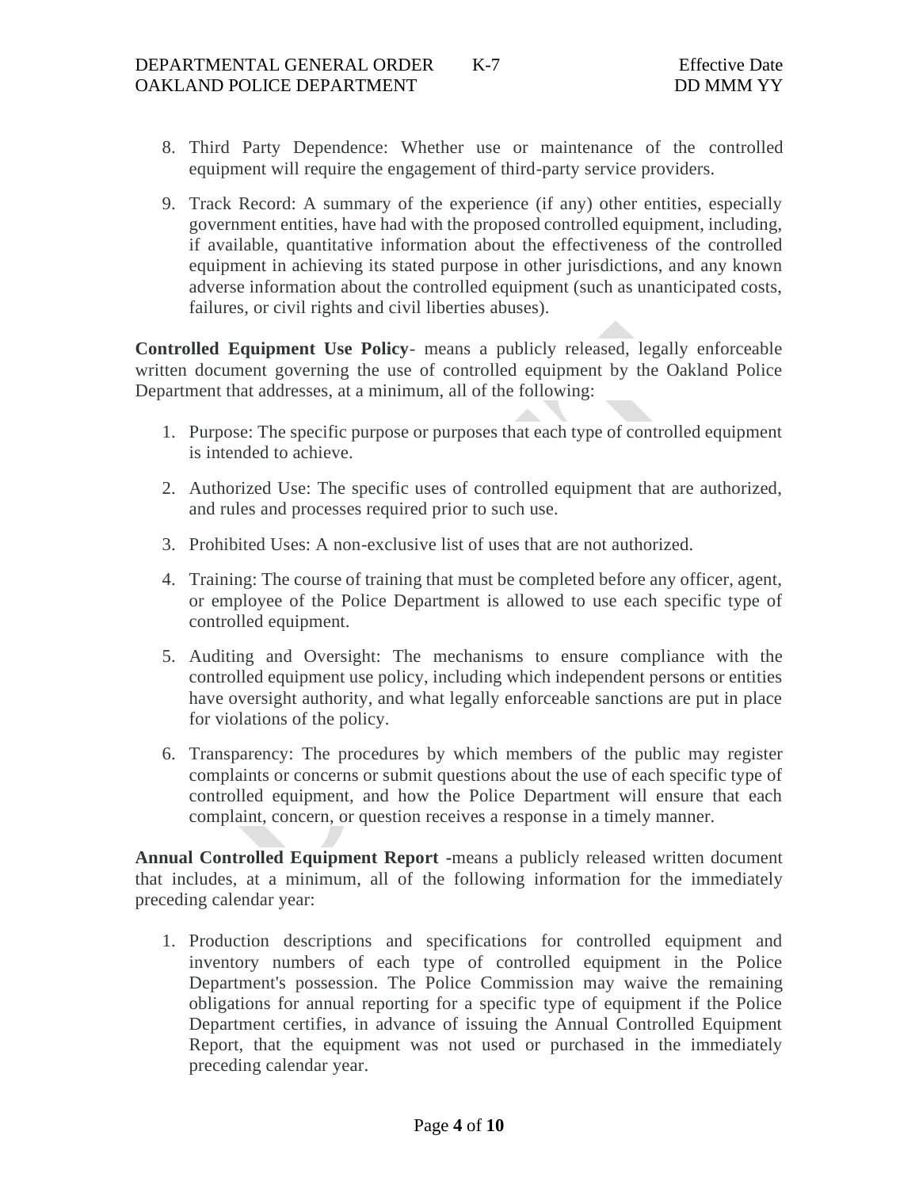8. Third Party Dependence: Whether use or maintenance of the controlled equipment will require the engagement of third-party service providers.

9. Track Record: A summary of the experience (if any) other entities, especially government entities, have had with the proposed controlled equipment, including, if available, quantitative information about the effectiveness of the controlled equipment in achieving its stated purpose in other jurisdictions, and any known adverse information about the controlled equipment (such as unanticipated costs, failures, or civil rights and civil liberties abuses).

**Controlled Equipment Use Policy**- means a publicly released, legally enforceable written document governing the use of controlled equipment by the Oakland Police Department that addresses, at a minimum, all of the following:

1. Purpose: The specific purpose or purposes that each type of controlled equipment is intended to achieve.

2. Authorized Use: The specific uses of controlled equipment that are authorized, and rules and processes required prior to such use.

3. Prohibited Uses: A non-exclusive list of uses that are not authorized.

4. Training: The course of training that must be completed before any officer, agent, or employee of the Police Department is allowed to use each specific type of controlled equipment.

5. Auditing and Oversight: The mechanisms to ensure compliance with the controlled equipment use policy, including which independent persons or entities have oversight authority, and what legally enforceable sanctions are put in place for violations of the policy.

6. Transparency: The procedures by which members of the public may register complaints or concerns or submit questions about the use of each specific type of controlled equipment, and how the Police Department will ensure that each complaint, concern, or question receives a response in a timely manner.

**Annual Controlled Equipment Report** -means a publicly released written document that includes, at a minimum, all of the following information for the immediately preceding calendar year:

1. Production descriptions and specifications for controlled equipment and inventory numbers of each type of controlled equipment in the Police Department's possession. The Police Commission may waive the remaining obligations for annual reporting for a specific type of equipment if the Police Department certifies, in advance of issuing the Annual Controlled Equipment Report, that the equipment was not used or purchased in the immediately preceding calendar year.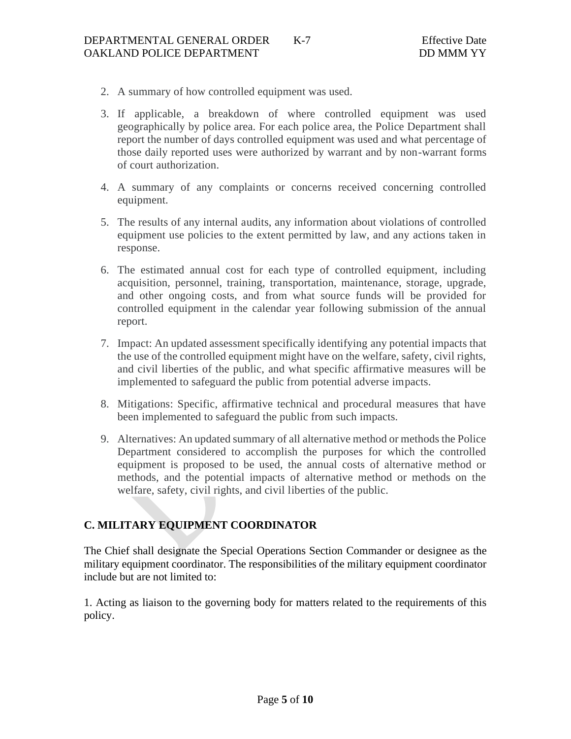2. A summary of how controlled equipment was used.
3. If applicable, a breakdown of where controlled equipment was used geographically by police area. For each police area, the Police Department shall report the number of days controlled equipment was used and what percentage of those daily reported uses were authorized by warrant and by non-warrant forms of court authorization.
4. A summary of any complaints or concerns received concerning controlled equipment.
5. The results of any internal audits, any information about violations of controlled equipment use policies to the extent permitted by law, and any actions taken in response.
6. The estimated annual cost for each type of controlled equipment, including acquisition, personnel, training, transportation, maintenance, storage, upgrade, and other ongoing costs, and from what source funds will be provided for controlled equipment in the calendar year following submission of the annual report.
7. Impact: An updated assessment specifically identifying any potential impacts that the use of the controlled equipment might have on the welfare, safety, civil rights, and civil liberties of the public, and what specific affirmative measures will be implemented to safeguard the public from potential adverse impacts.
8. Mitigations: Specific, affirmative technical and procedural measures that have been implemented to safeguard the public from such impacts.
9. Alternatives: An updated summary of all alternative method or methods the Police Department considered to accomplish the purposes for which the controlled equipment is proposed to be used, the annual costs of alternative method or methods, and the potential impacts of alternative method or methods on the welfare, safety, civil rights, and civil liberties of the public.

## C. MILITARY EQUIPMENT COORDINATOR

The Chief shall designate the Special Operations Section Commander or designee as the military equipment coordinator. The responsibilities of the military equipment coordinator include but are not limited to:

1. Acting as liaison to the governing body for matters related to the requirements of this policy.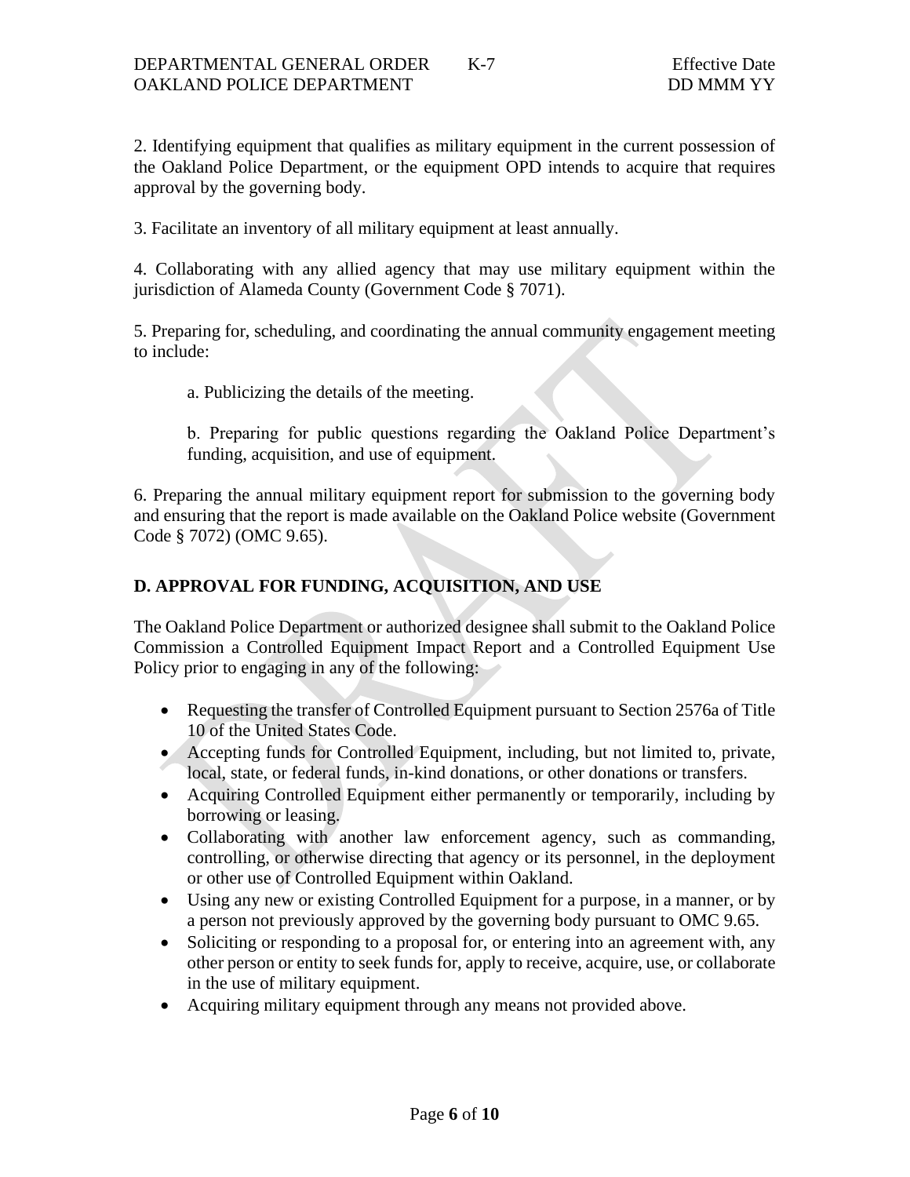2. Identifying equipment that qualifies as military equipment in the current possession of the Oakland Police Department, or the equipment OPD intends to acquire that requires approval by the governing body.

3. Facilitate an inventory of all military equipment at least annually.

4. Collaborating with any allied agency that may use military equipment within the jurisdiction of Alameda County (Government Code § 7071).

5. Preparing for, scheduling, and coordinating the annual community engagement meeting to include:

   a. Publicizing the details of the meeting.

   b. Preparing for public questions regarding the Oakland Police Department's funding, acquisition, and use of equipment.

6. Preparing the annual military equipment report for submission to the governing body and ensuring that the report is made available on the Oakland Police website (Government Code § 7072) (OMC 9.65).

## D. APPROVAL FOR FUNDING, ACQUISITION, AND USE

The Oakland Police Department or authorized designee shall submit to the Oakland Police Commission a Controlled Equipment Impact Report and a Controlled Equipment Use Policy prior to engaging in any of the following:

- Requesting the transfer of Controlled Equipment pursuant to Section 2576a of Title 10 of the United States Code.
- Accepting funds for Controlled Equipment, including, but not limited to, private, local, state, or federal funds, in-kind donations, or other donations or transfers.
- Acquiring Controlled Equipment either permanently or temporarily, including by borrowing or leasing.
- Collaborating with another law enforcement agency, such as commanding, controlling, or otherwise directing that agency or its personnel, in the deployment or other use of Controlled Equipment within Oakland.
- Using any new or existing Controlled Equipment for a purpose, in a manner, or by a person not previously approved by the governing body pursuant to OMC 9.65.
- Soliciting or responding to a proposal for, or entering into an agreement with, any other person or entity to seek funds for, apply to receive, acquire, use, or collaborate in the use of military equipment.
- Acquiring military equipment through any means not provided above.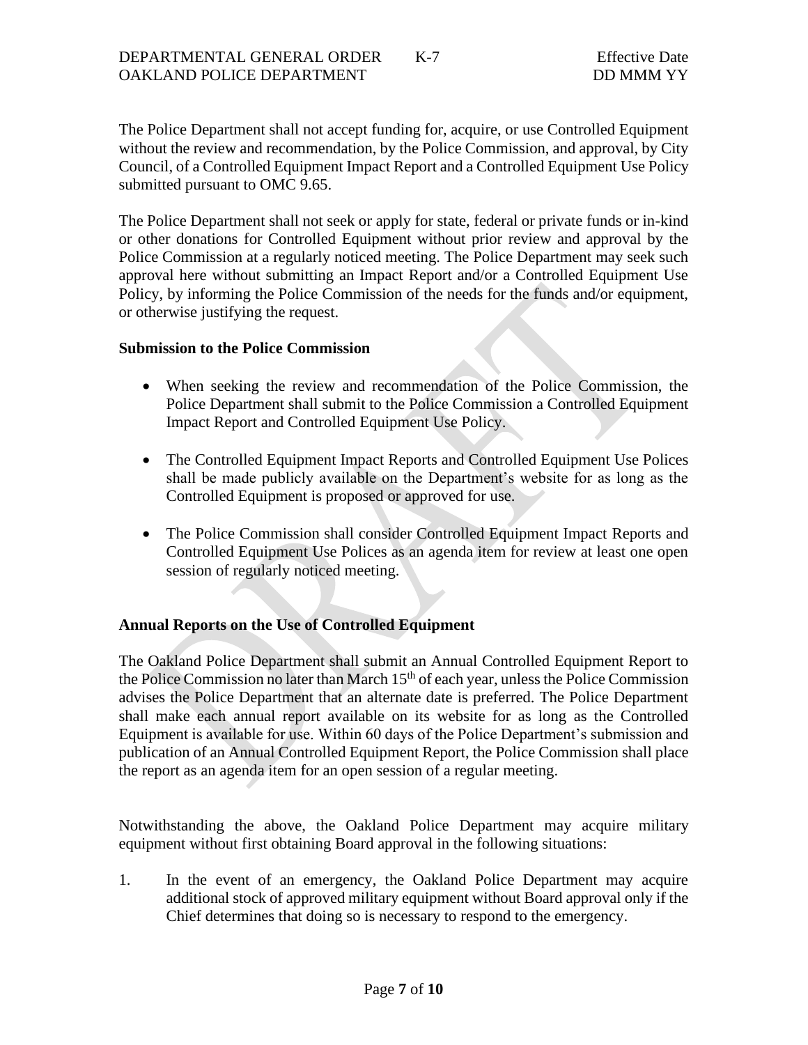The Police Department shall not accept funding for, acquire, or use Controlled Equipment without the review and recommendation, by the Police Commission, and approval, by City Council, of a Controlled Equipment Impact Report and a Controlled Equipment Use Policy submitted pursuant to OMC 9.65.

The Police Department shall not seek or apply for state, federal or private funds or in-kind or other donations for Controlled Equipment without prior review and approval by the Police Commission at a regularly noticed meeting. The Police Department may seek such approval here without submitting an Impact Report and/or a Controlled Equipment Use Policy, by informing the Police Commission of the needs for the funds and/or equipment, or otherwise justifying the request.

**Submission to the Police Commission**

- When seeking the review and recommendation of the Police Commission, the Police Department shall submit to the Police Commission a Controlled Equipment Impact Report and Controlled Equipment Use Policy.
- The Controlled Equipment Impact Reports and Controlled Equipment Use Polices shall be made publicly available on the Department's website for as long as the Controlled Equipment is proposed or approved for use.
- The Police Commission shall consider Controlled Equipment Impact Reports and Controlled Equipment Use Polices as an agenda item for review at least one open session of regularly noticed meeting.

**Annual Reports on the Use of Controlled Equipment**

The Oakland Police Department shall submit an Annual Controlled Equipment Report to the Police Commission no later than March 15th of each year, unless the Police Commission advises the Police Department that an alternate date is preferred. The Police Department shall make each annual report available on its website for as long as the Controlled Equipment is available for use. Within 60 days of the Police Department's submission and publication of an Annual Controlled Equipment Report, the Police Commission shall place the report as an agenda item for an open session of a regular meeting.

Notwithstanding the above, the Oakland Police Department may acquire military equipment without first obtaining Board approval in the following situations:

1. In the event of an emergency, the Oakland Police Department may acquire additional stock of approved military equipment without Board approval only if the Chief determines that doing so is necessary to respond to the emergency.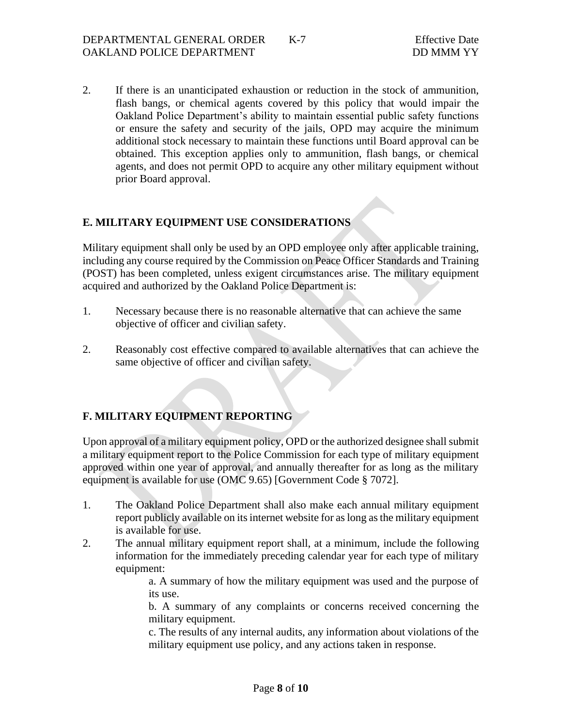2. If there is an unanticipated exhaustion or reduction in the stock of ammunition, flash bangs, or chemical agents covered by this policy that would impair the Oakland Police Department's ability to maintain essential public safety functions or ensure the safety and security of the jails, OPD may acquire the minimum additional stock necessary to maintain these functions until Board approval can be obtained. This exception applies only to ammunition, flash bangs, or chemical agents, and does not permit OPD to acquire any other military equipment without prior Board approval.

## E. MILITARY EQUIPMENT USE CONSIDERATIONS

Military equipment shall only be used by an OPD employee only after applicable training, including any course required by the Commission on Peace Officer Standards and Training (POST) has been completed, unless exigent circumstances arise. The military equipment acquired and authorized by the Oakland Police Department is:

1. Necessary because there is no reasonable alternative that can achieve the same objective of officer and civilian safety.

2. Reasonably cost effective compared to available alternatives that can achieve the same objective of officer and civilian safety.

## F. MILITARY EQUIPMENT REPORTING

Upon approval of a military equipment policy, OPD or the authorized designee shall submit a military equipment report to the Police Commission for each type of military equipment approved within one year of approval, and annually thereafter for as long as the military equipment is available for use (OMC 9.65) [Government Code § 7072].

1. The Oakland Police Department shall also make each annual military equipment report publicly available on its internet website for as long as the military equipment is available for use.
2. The annual military equipment report shall, at a minimum, include the following information for the immediately preceding calendar year for each type of military equipment:
   a. A summary of how the military equipment was used and the purpose of its use.
   b. A summary of any complaints or concerns received concerning the military equipment.
   c. The results of any internal audits, any information about violations of the military equipment use policy, and any actions taken in response.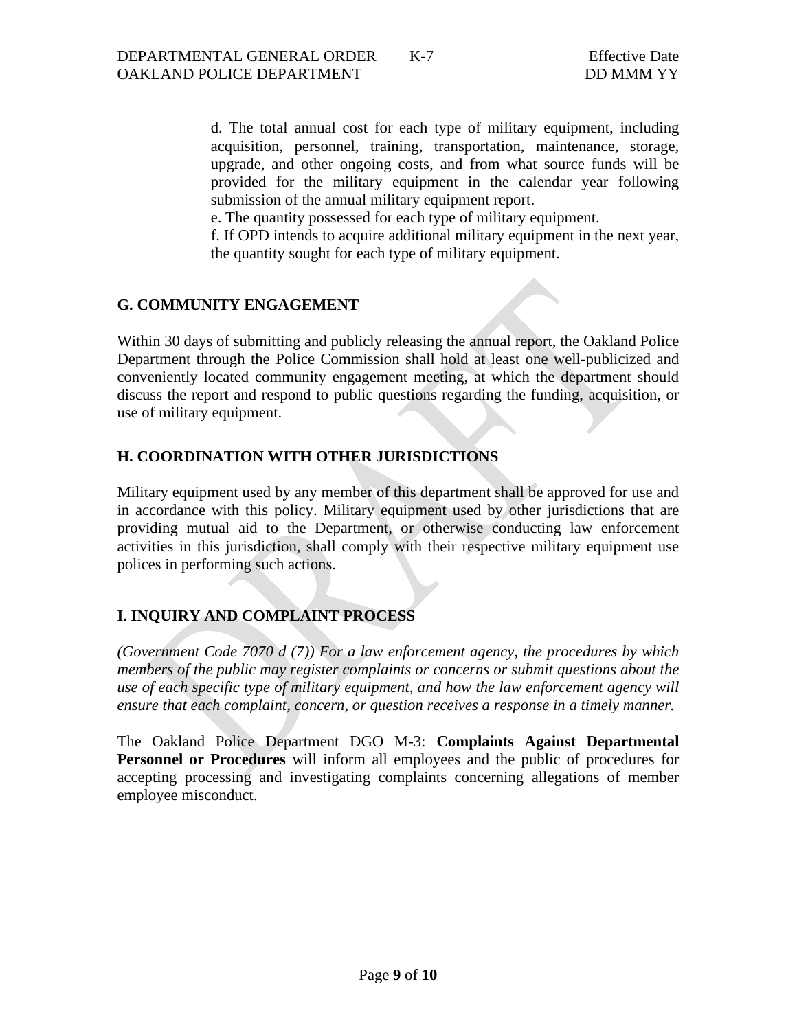d. The total annual cost for each type of military equipment, including acquisition, personnel, training, transportation, maintenance, storage, upgrade, and other ongoing costs, and from what source funds will be provided for the military equipment in the calendar year following submission of the annual military equipment report.

e. The quantity possessed for each type of military equipment.

f. If OPD intends to acquire additional military equipment in the next year, the quantity sought for each type of military equipment.

## G. COMMUNITY ENGAGEMENT

Within 30 days of submitting and publicly releasing the annual report, the Oakland Police Department through the Police Commission shall hold at least one well-publicized and conveniently located community engagement meeting, at which the department should discuss the report and respond to public questions regarding the funding, acquisition, or use of military equipment.

## H. COORDINATION WITH OTHER JURISDICTIONS

Military equipment used by any member of this department shall be approved for use and in accordance with this policy. Military equipment used by other jurisdictions that are providing mutual aid to the Department, or otherwise conducting law enforcement activities in this jurisdiction, shall comply with their respective military equipment use polices in performing such actions.

## I. INQUIRY AND COMPLAINT PROCESS

*(Government Code 7070 d (7)) For a law enforcement agency, the procedures by which members of the public may register complaints or concerns or submit questions about the use of each specific type of military equipment, and how the law enforcement agency will ensure that each complaint, concern, or question receives a response in a timely manner.*

The Oakland Police Department DGO M-3: **Complaints Against Departmental Personnel or Procedures** will inform all employees and the public of procedures for accepting processing and investigating complaints concerning allegations of member employee misconduct.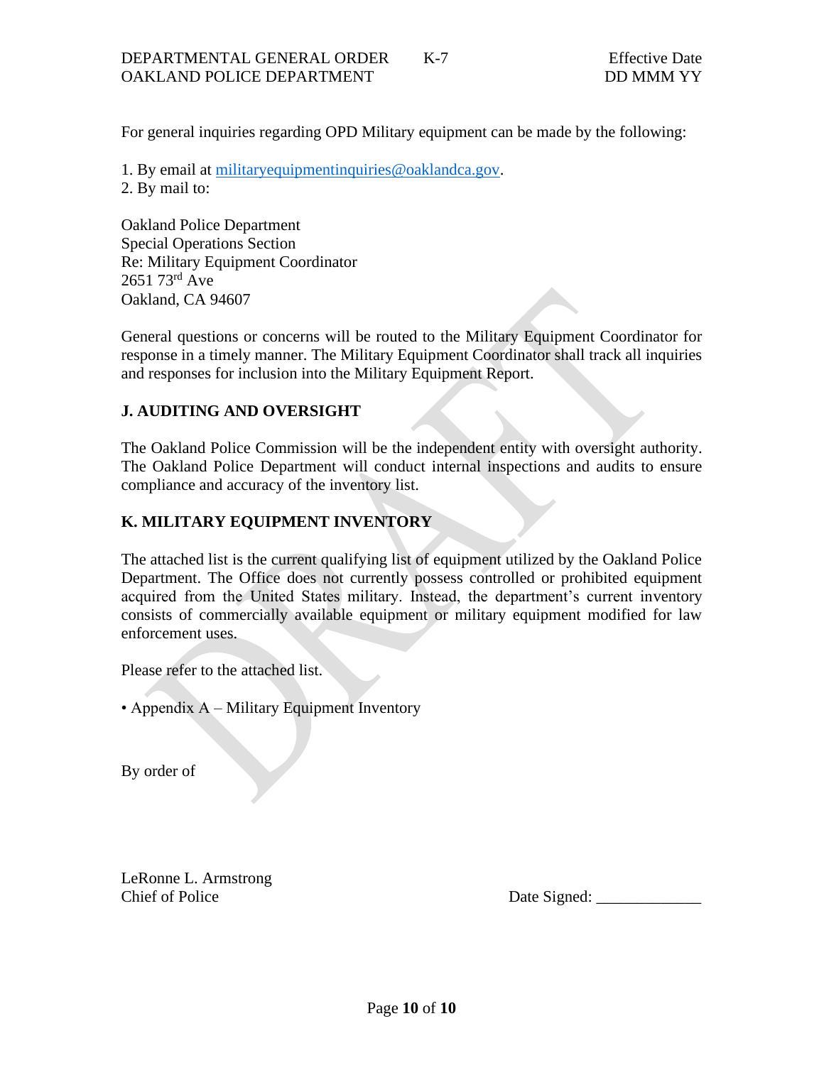For general inquiries regarding OPD Military equipment can be made by the following:

1. By email at militaryequipmentinquiries@oaklandca.gov.
2. By mail to:

Oakland Police Department
Special Operations Section
Re: Military Equipment Coordinator
2651 73rd Ave
Oakland, CA 94607

General questions or concerns will be routed to the Military Equipment Coordinator for response in a timely manner. The Military Equipment Coordinator shall track all inquiries and responses for inclusion into the Military Equipment Report.

## J. AUDITING AND OVERSIGHT

The Oakland Police Commission will be the independent entity with oversight authority. The Oakland Police Department will conduct internal inspections and audits to ensure compliance and accuracy of the inventory list.

## K. MILITARY EQUIPMENT INVENTORY

The attached list is the current qualifying list of equipment utilized by the Oakland Police Department. The Office does not currently possess controlled or prohibited equipment acquired from the United States military. Instead, the department's current inventory consists of commercially available equipment or military equipment modified for law enforcement uses.

Please refer to the attached list.

- Appendix A – Military Equipment Inventory

By order of

LeRonne L. Armstrong
Chief of Police

Date Signed: _____________